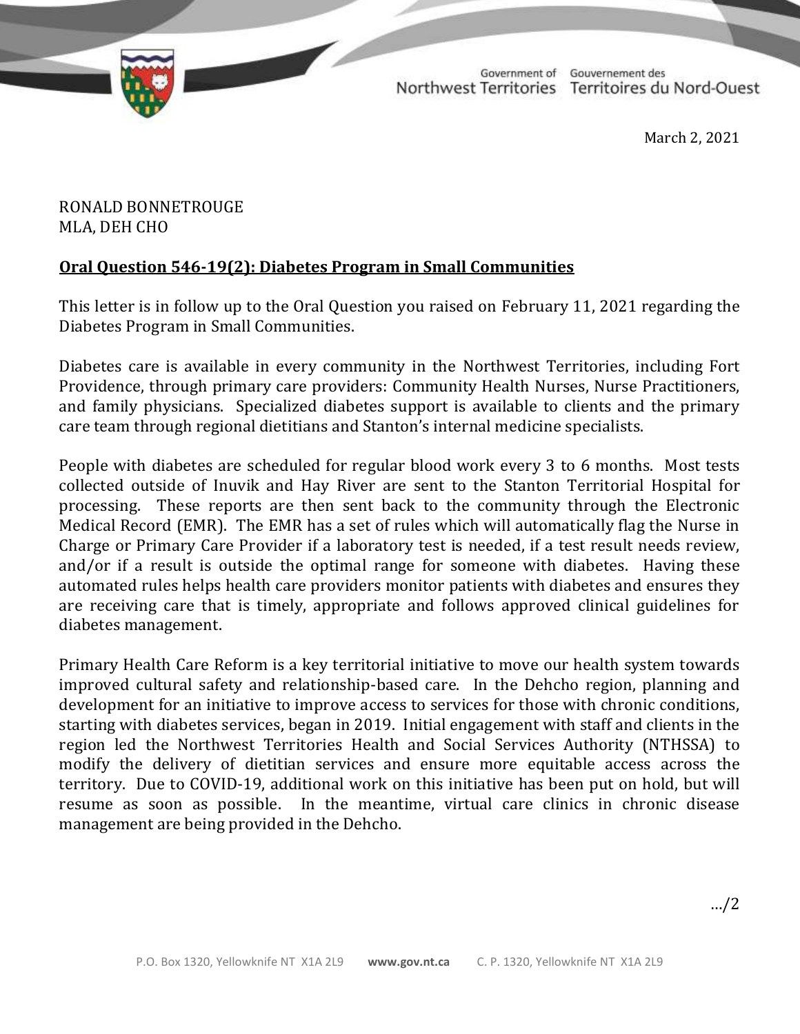Government of Northwest Territories | Gouvernement des Territoires du Nord-Ouest

March 2, 2021

RONALD BONNETROUGE
MLA, DEH CHO

**Oral Question 546-19(2): Diabetes Program in Small Communities**

This letter is in follow up to the Oral Question you raised on February 11, 2021 regarding the Diabetes Program in Small Communities.

Diabetes care is available in every community in the Northwest Territories, including Fort Providence, through primary care providers: Community Health Nurses, Nurse Practitioners, and family physicians. Specialized diabetes support is available to clients and the primary care team through regional dietitians and Stanton's internal medicine specialists.

People with diabetes are scheduled for regular blood work every 3 to 6 months. Most tests collected outside of Inuvik and Hay River are sent to the Stanton Territorial Hospital for processing. These reports are then sent back to the community through the Electronic Medical Record (EMR). The EMR has a set of rules which will automatically flag the Nurse in Charge or Primary Care Provider if a laboratory test is needed, if a test result needs review, and/or if a result is outside the optimal range for someone with diabetes. Having these automated rules helps health care providers monitor patients with diabetes and ensures they are receiving care that is timely, appropriate and follows approved clinical guidelines for diabetes management.

Primary Health Care Reform is a key territorial initiative to move our health system towards improved cultural safety and relationship-based care. In the Dehcho region, planning and development for an initiative to improve access to services for those with chronic conditions, starting with diabetes services, began in 2019. Initial engagement with staff and clients in the region led the Northwest Territories Health and Social Services Authority (NTHSSA) to modify the delivery of dietitian services and ensure more equitable access across the territory. Due to COVID-19, additional work on this initiative has been put on hold, but will resume as soon as possible. In the meantime, virtual care clinics in chronic disease management are being provided in the Dehcho.

…/2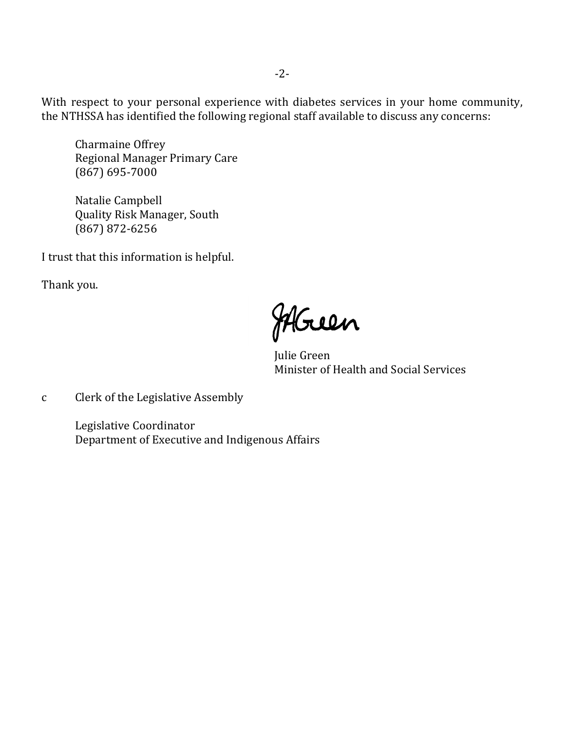With respect to your personal experience with diabetes services in your home community, the NTHSSA has identified the following regional staff available to discuss any concerns:

Charmaine Offrey
Regional Manager Primary Care
(867) 695-7000

Natalie Campbell
Quality Risk Manager, South
(867) 872-6256

I trust that this information is helpful.

Thank you.

Julie Green
Minister of Health and Social Services

c Clerk of the Legislative Assembly

Legislative Coordinator
Department of Executive and Indigenous Affairs